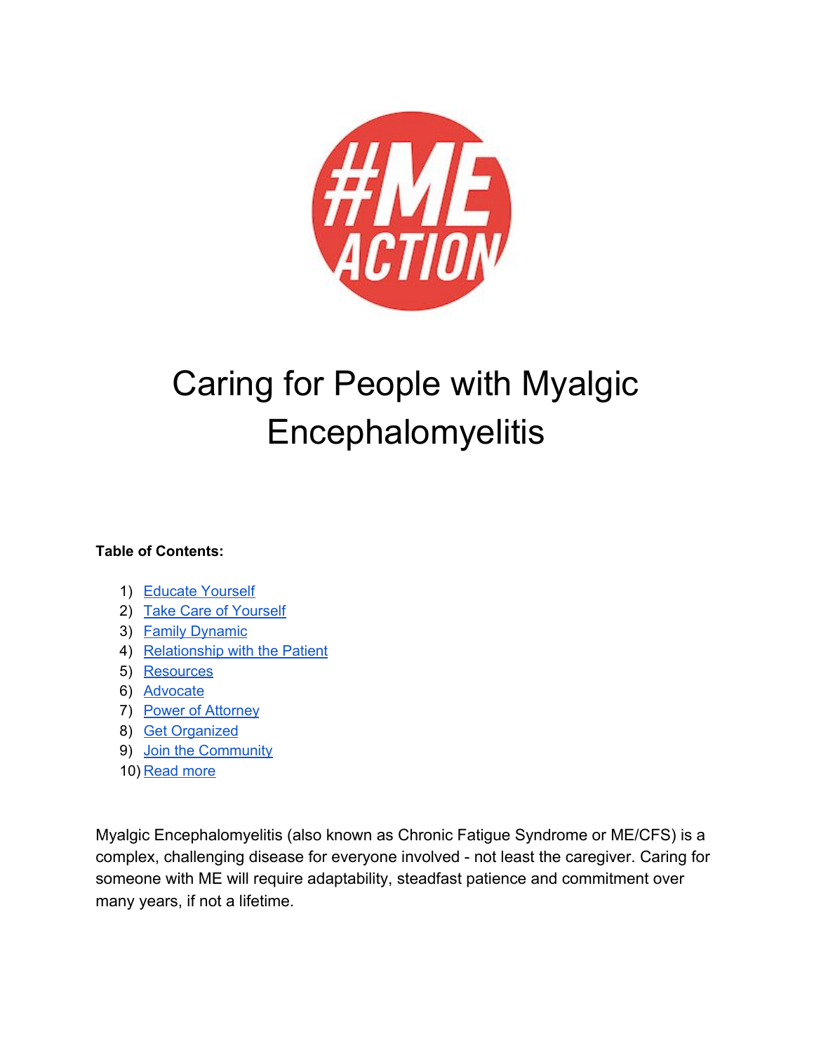# Caring for People with Myalgic Encephalomyelitis

**Table of Contents:**

1) Educate Yourself
2) Take Care of Yourself
3) Family Dynamic
4) Relationship with the Patient
5) Resources
6) Advocate
7) Power of Attorney
8) Get Organized
9) Join the Community
10) Read more

Myalgic Encephalomyelitis (also known as Chronic Fatigue Syndrome or ME/CFS) is a complex, challenging disease for everyone involved - not least the caregiver. Caring for someone with ME will require adaptability, steadfast patience and commitment over many years, if not a lifetime.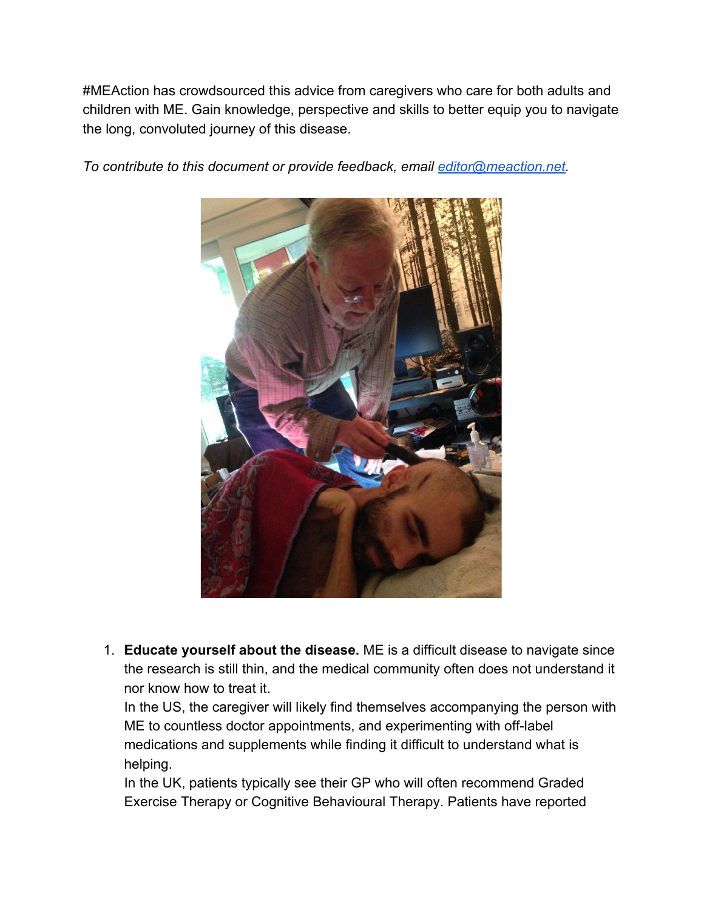#MEAction has crowdsourced this advice from caregivers who care for both adults and children with ME. Gain knowledge, perspective and skills to better equip you to navigate the long, convoluted journey of this disease.

*To contribute to this document or provide feedback, email [editor@meaction.net](mailto:editor@meaction.net).*

1. **Educate yourself about the disease.** ME is a difficult disease to navigate since the research is still thin, and the medical community often does not understand it nor know how to treat it.
   In the US, the caregiver will likely find themselves accompanying the person with ME to countless doctor appointments, and experimenting with off-label medications and supplements while finding it difficult to understand what is helping.
   In the UK, patients typically see their GP who will often recommend Graded Exercise Therapy or Cognitive Behavioural Therapy. Patients have reported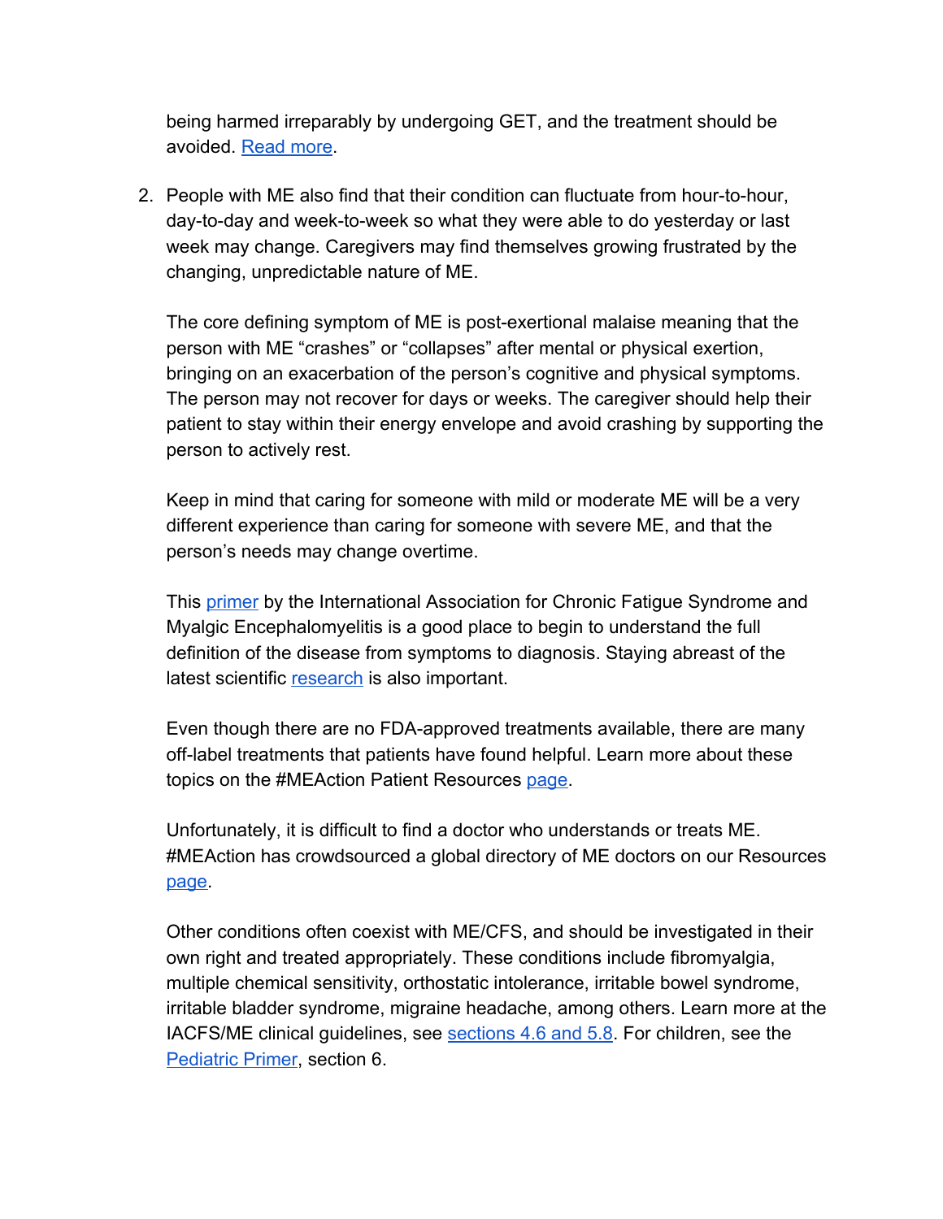being harmed irreparably by undergoing GET, and the treatment should be avoided. [Read more](#).

2. People with ME also find that their condition can fluctuate from hour-to-hour, day-to-day and week-to-week so what they were able to do yesterday or last week may change. Caregivers may find themselves growing frustrated by the changing, unpredictable nature of ME.

   The core defining symptom of ME is post-exertional malaise meaning that the person with ME "crashes" or "collapses" after mental or physical exertion, bringing on an exacerbation of the person's cognitive and physical symptoms. The person may not recover for days or weeks. The caregiver should help their patient to stay within their energy envelope and avoid crashing by supporting the person to actively rest.

   Keep in mind that caring for someone with mild or moderate ME will be a very different experience than caring for someone with severe ME, and that the person's needs may change overtime.

   This [primer](#) by the International Association for Chronic Fatigue Syndrome and Myalgic Encephalomyelitis is a good place to begin to understand the full definition of the disease from symptoms to diagnosis. Staying abreast of the latest scientific [research](#) is also important.

   Even though there are no FDA-approved treatments available, there are many off-label treatments that patients have found helpful. Learn more about these topics on the #MEAction Patient Resources [page](#).

   Unfortunately, it is difficult to find a doctor who understands or treats ME. #MEAction has crowdsourced a global directory of ME doctors on our Resources [page](#).

   Other conditions often coexist with ME/CFS, and should be investigated in their own right and treated appropriately. These conditions include fibromyalgia, multiple chemical sensitivity, orthostatic intolerance, irritable bowel syndrome, irritable bladder syndrome, migraine headache, among others. Learn more at the IACFS/ME clinical guidelines, see [sections 4.6 and 5.8](#). For children, see the [Pediatric Primer](#), section 6.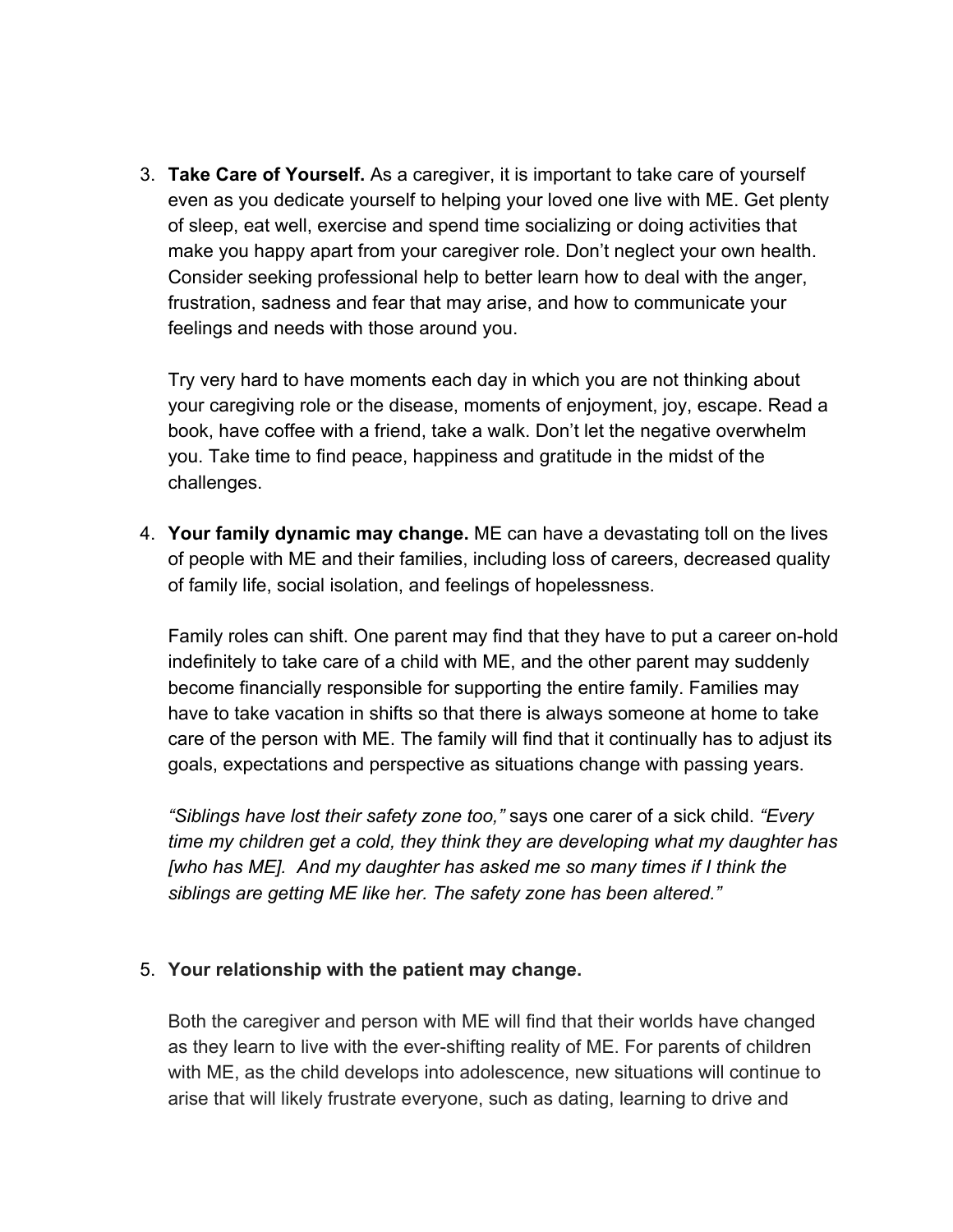3. **Take Care of Yourself.** As a caregiver, it is important to take care of yourself even as you dedicate yourself to helping your loved one live with ME. Get plenty of sleep, eat well, exercise and spend time socializing or doing activities that make you happy apart from your caregiver role. Don't neglect your own health. Consider seeking professional help to better learn how to deal with the anger, frustration, sadness and fear that may arise, and how to communicate your feelings and needs with those around you.

   Try very hard to have moments each day in which you are not thinking about your caregiving role or the disease, moments of enjoyment, joy, escape. Read a book, have coffee with a friend, take a walk. Don't let the negative overwhelm you. Take time to find peace, happiness and gratitude in the midst of the challenges.

4. **Your family dynamic may change.** ME can have a devastating toll on the lives of people with ME and their families, including loss of careers, decreased quality of family life, social isolation, and feelings of hopelessness.

   Family roles can shift. One parent may find that they have to put a career on-hold indefinitely to take care of a child with ME, and the other parent may suddenly become financially responsible for supporting the entire family. Families may have to take vacation in shifts so that there is always someone at home to take care of the person with ME. The family will find that it continually has to adjust its goals, expectations and perspective as situations change with passing years.

   *"Siblings have lost their safety zone too,"* says one carer of a sick child. *"Every time my children get a cold, they think they are developing what my daughter has [who has ME]. And my daughter has asked me so many times if I think the siblings are getting ME like her. The safety zone has been altered."*

5. **Your relationship with the patient may change.**

   Both the caregiver and person with ME will find that their worlds have changed as they learn to live with the ever-shifting reality of ME. For parents of children with ME, as the child develops into adolescence, new situations will continue to arise that will likely frustrate everyone, such as dating, learning to drive and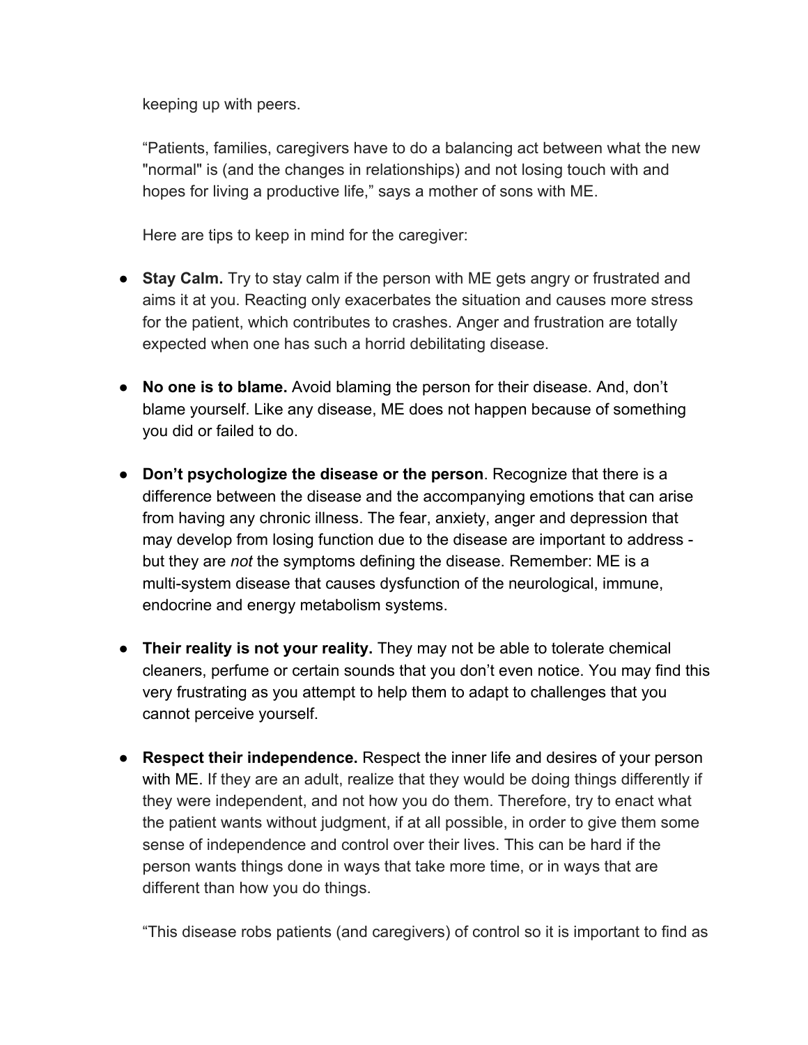keeping up with peers.

“Patients, families, caregivers have to do a balancing act between what the new "normal" is (and the changes in relationships) and not losing touch with and hopes for living a productive life,” says a mother of sons with ME.

Here are tips to keep in mind for the caregiver:

- **Stay Calm.** Try to stay calm if the person with ME gets angry or frustrated and aims it at you. Reacting only exacerbates the situation and causes more stress for the patient, which contributes to crashes. Anger and frustration are totally expected when one has such a horrid debilitating disease.

- **No one is to blame.** Avoid blaming the person for their disease. And, don’t blame yourself. Like any disease, ME does not happen because of something you did or failed to do.

- **Don’t psychologize the disease or the person**. Recognize that there is a difference between the disease and the accompanying emotions that can arise from having any chronic illness. The fear, anxiety, anger and depression that may develop from losing function due to the disease are important to address - but they are *not* the symptoms defining the disease. Remember: ME is a multi-system disease that causes dysfunction of the neurological, immune, endocrine and energy metabolism systems.

- **Their reality is not your reality.** They may not be able to tolerate chemical cleaners, perfume or certain sounds that you don’t even notice. You may find this very frustrating as you attempt to help them to adapt to challenges that you cannot perceive yourself.

- **Respect their independence.** Respect the inner life and desires of your person with ME. If they are an adult, realize that they would be doing things differently if they were independent, and not how you do them. Therefore, try to enact what the patient wants without judgment, if at all possible, in order to give them some sense of independence and control over their lives. This can be hard if the person wants things done in ways that take more time, or in ways that are different than how you do things.

“This disease robs patients (and caregivers) of control so it is important to find as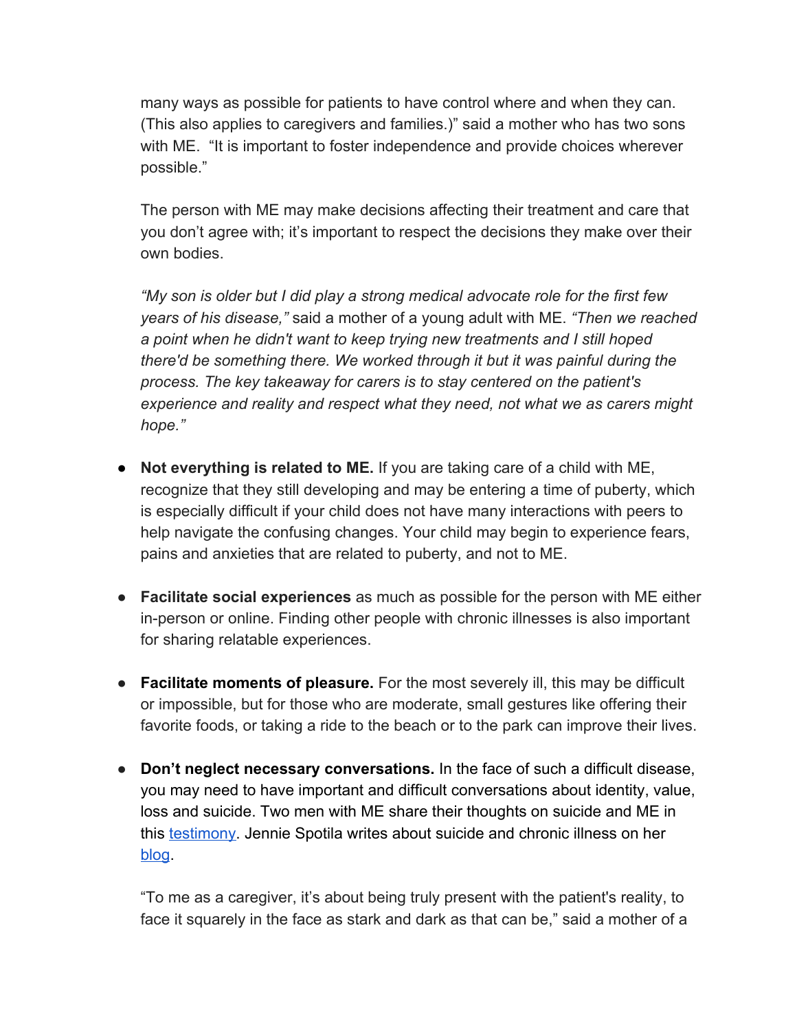many ways as possible for patients to have control where and when they can. (This also applies to caregivers and families.)" said a mother who has two sons with ME. "It is important to foster independence and provide choices wherever possible."

The person with ME may make decisions affecting their treatment and care that you don't agree with; it's important to respect the decisions they make over their own bodies.

*"My son is older but I did play a strong medical advocate role for the first few years of his disease,"* said a mother of a young adult with ME. *"Then we reached a point when he didn't want to keep trying new treatments and I still hoped there'd be something there. We worked through it but it was painful during the process. The key takeaway for carers is to stay centered on the patient's experience and reality and respect what they need, not what we as carers might hope."*

- **Not everything is related to ME.** If you are taking care of a child with ME, recognize that they still developing and may be entering a time of puberty, which is especially difficult if your child does not have many interactions with peers to help navigate the confusing changes. Your child may begin to experience fears, pains and anxieties that are related to puberty, and not to ME.

- **Facilitate social experiences** as much as possible for the person with ME either in-person or online. Finding other people with chronic illnesses is also important for sharing relatable experiences.

- **Facilitate moments of pleasure.** For the most severely ill, this may be difficult or impossible, but for those who are moderate, small gestures like offering their favorite foods, or taking a ride to the beach or to the park can improve their lives.

- **Don't neglect necessary conversations.** In the face of such a difficult disease, you may need to have important and difficult conversations about identity, value, loss and suicide. Two men with ME share their thoughts on suicide and ME in this testimony. Jennie Spotila writes about suicide and chronic illness on her blog.

  "To me as a caregiver, it's about being truly present with the patient's reality, to face it squarely in the face as stark and dark as that can be," said a mother of a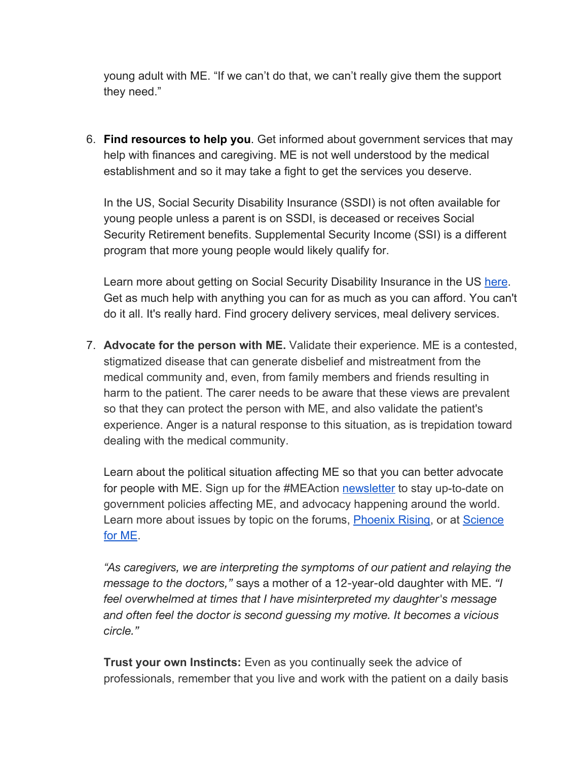young adult with ME. “If we can’t do that, we can’t really give them the support they need.”

6. **Find resources to help you**. Get informed about government services that may help with finances and caregiving. ME is not well understood by the medical establishment and so it may take a fight to get the services you deserve.

   In the US, Social Security Disability Insurance (SSDI) is not often available for young people unless a parent is on SSDI, is deceased or receives Social Security Retirement benefits. Supplemental Security Income (SSI) is a different program that more young people would likely qualify for.

   Learn more about getting on Social Security Disability Insurance in the US here. Get as much help with anything you can for as much as you can afford. You can't do it all. It's really hard. Find grocery delivery services, meal delivery services.

7. **Advocate for the person with ME.** Validate their experience. ME is a contested, stigmatized disease that can generate disbelief and mistreatment from the medical community and, even, from family members and friends resulting in harm to the patient. The carer needs to be aware that these views are prevalent so that they can protect the person with ME, and also validate the patient's experience. Anger is a natural response to this situation, as is trepidation toward dealing with the medical community.

   Learn about the political situation affecting ME so that you can better advocate for people with ME. Sign up for the #MEAction newsletter to stay up-to-date on government policies affecting ME, and advocacy happening around the world. Learn more about issues by topic on the forums, Phoenix Rising, or at Science for ME.

   *“As caregivers, we are interpreting the symptoms of our patient and relaying the message to the doctors,”* says a mother of a 12-year-old daughter with ME. *“I feel overwhelmed at times that I have misinterpreted my daughter's message and often feel the doctor is second guessing my motive. It becomes a vicious circle.”*

   **Trust your own Instincts:** Even as you continually seek the advice of professionals, remember that you live and work with the patient on a daily basis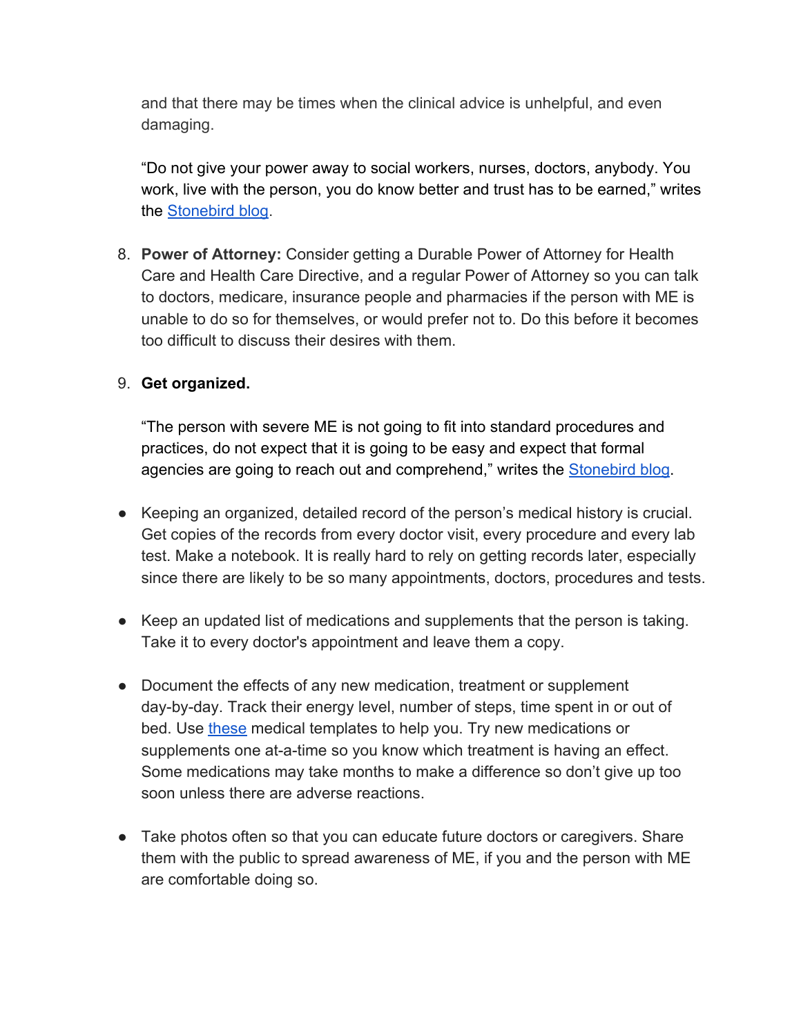and that there may be times when the clinical advice is unhelpful, and even damaging.

"Do not give your power away to social workers, nurses, doctors, anybody. You work, live with the person, you do know better and trust has to be earned," writes the [Stonebird blog](Stonebird blog).

8. **Power of Attorney:** Consider getting a Durable Power of Attorney for Health Care and Health Care Directive, and a regular Power of Attorney so you can talk to doctors, medicare, insurance people and pharmacies if the person with ME is unable to do so for themselves, or would prefer not to. Do this before it becomes too difficult to discuss their desires with them.

9. **Get organized.**

   "The person with severe ME is not going to fit into standard procedures and practices, do not expect that it is going to be easy and expect that formal agencies are going to reach out and comprehend," writes the [Stonebird blog](Stonebird blog).

- Keeping an organized, detailed record of the person's medical history is crucial. Get copies of the records from every doctor visit, every procedure and every lab test. Make a notebook. It is really hard to rely on getting records later, especially since there are likely to be so many appointments, doctors, procedures and tests.

- Keep an updated list of medications and supplements that the person is taking. Take it to every doctor's appointment and leave them a copy.

- Document the effects of any new medication, treatment or supplement day-by-day. Track their energy level, number of steps, time spent in or out of bed. Use [these](these) medical templates to help you. Try new medications or supplements one at-a-time so you know which treatment is having an effect. Some medications may take months to make a difference so don't give up too soon unless there are adverse reactions.

- Take photos often so that you can educate future doctors or caregivers. Share them with the public to spread awareness of ME, if you and the person with ME are comfortable doing so.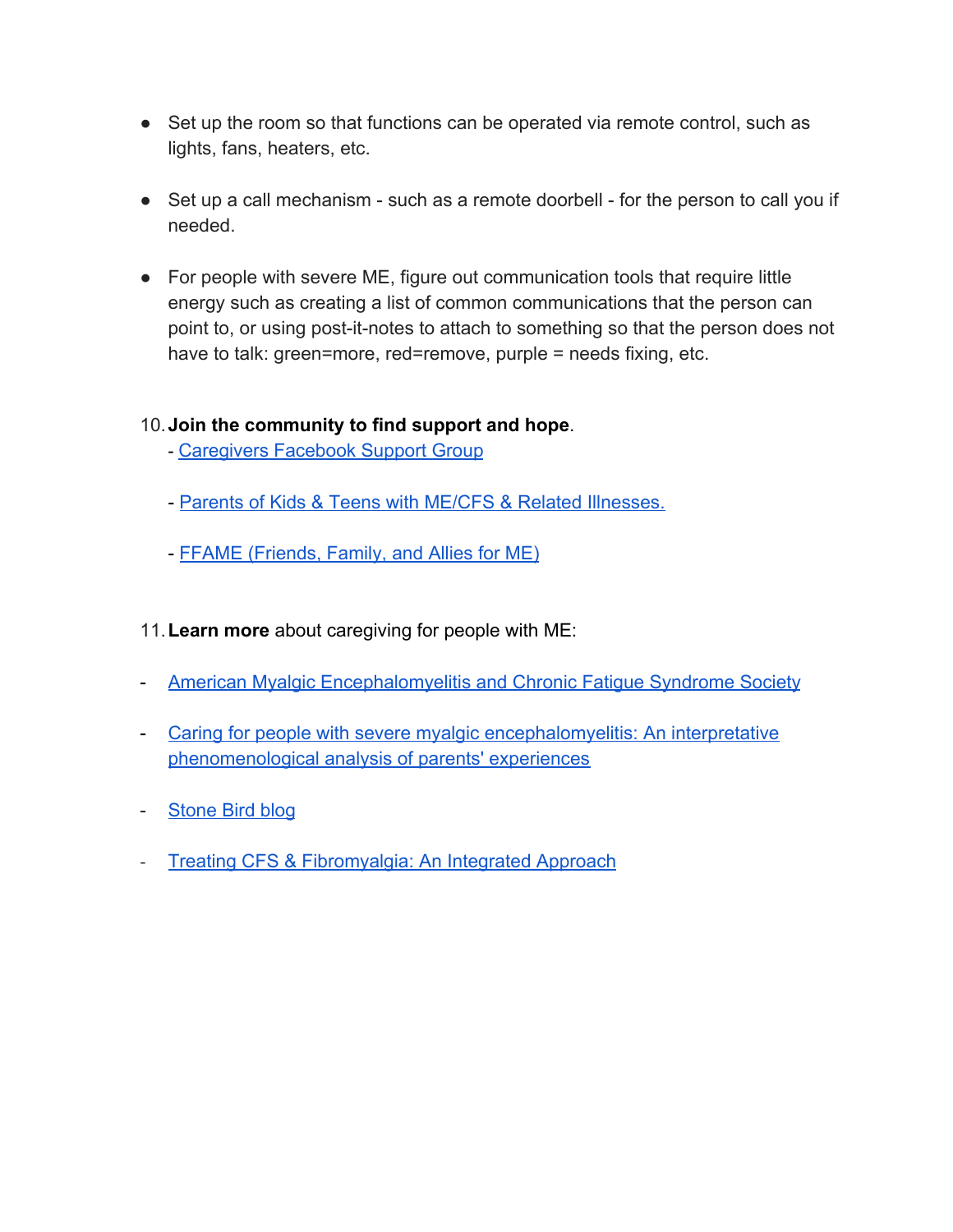- Set up the room so that functions can be operated via remote control, such as lights, fans, heaters, etc.

- Set up a call mechanism - such as a remote doorbell - for the person to call you if needed.

- For people with severe ME, figure out communication tools that require little energy such as creating a list of common communications that the person can point to, or using post-it-notes to attach to something so that the person does not have to talk: green=more, red=remove, purple = needs fixing, etc.

10. **Join the community to find support and hope**.
    - Caregivers Facebook Support Group
    - Parents of Kids & Teens with ME/CFS & Related Illnesses.
    - FFAME (Friends, Family, and Allies for ME)

11. **Learn more** about caregiving for people with ME:

- American Myalgic Encephalomyelitis and Chronic Fatigue Syndrome Society
- Caring for people with severe myalgic encephalomyelitis: An interpretative phenomenological analysis of parents' experiences
- Stone Bird blog
- Treating CFS & Fibromyalgia: An Integrated Approach